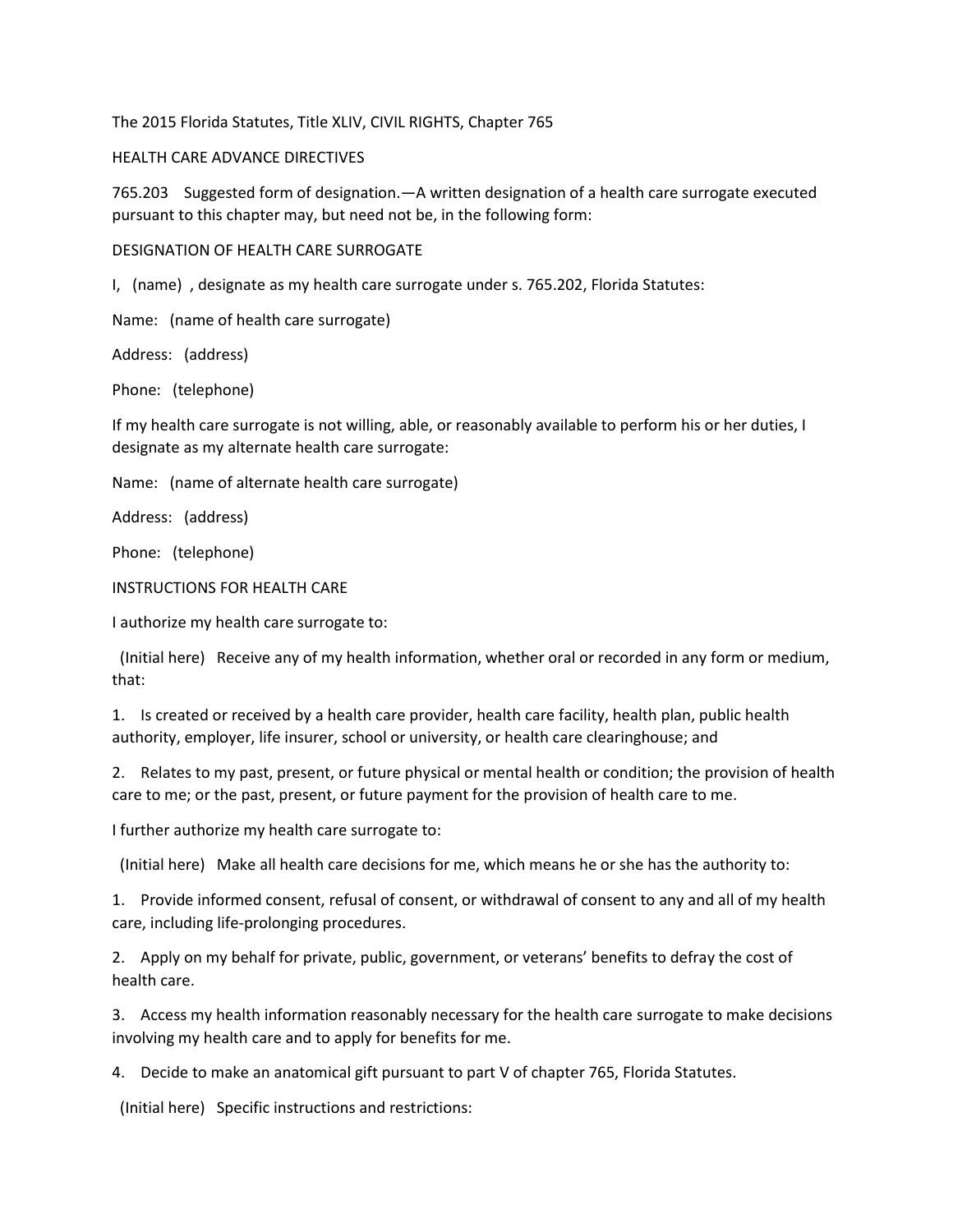The 2015 Florida Statutes, Title XLIV, CIVIL RIGHTS, Chapter 765

HEALTH CARE ADVANCE DIRECTIVES

765.203 Suggested form of designation.—A written designation of a health care surrogate executed pursuant to this chapter may, but need not be, in the following form:

DESIGNATION OF HEALTH CARE SURROGATE

I, (name) , designate as my health care surrogate under s. 765.202, Florida Statutes:

Name: (name of health care surrogate)

Address: (address)

Phone: (telephone)

If my health care surrogate is not willing, able, or reasonably available to perform his or her duties, I designate as my alternate health care surrogate:

Name: (name of alternate health care surrogate)

Address: (address)

Phone: (telephone)

INSTRUCTIONS FOR HEALTH CARE

I authorize my health care surrogate to:

(Initial here) Receive any of my health information, whether oral or recorded in any form or medium, that:

1. Is created or received by a health care provider, health care facility, health plan, public health authority, employer, life insurer, school or university, or health care clearinghouse; and

2. Relates to my past, present, or future physical or mental health or condition; the provision of health care to me; or the past, present, or future payment for the provision of health care to me.

I further authorize my health care surrogate to:

(Initial here) Make all health care decisions for me, which means he or she has the authority to:

1. Provide informed consent, refusal of consent, or withdrawal of consent to any and all of my health care, including life-prolonging procedures.

2. Apply on my behalf for private, public, government, or veterans' benefits to defray the cost of health care.

3. Access my health information reasonably necessary for the health care surrogate to make decisions involving my health care and to apply for benefits for me.

4. Decide to make an anatomical gift pursuant to part V of chapter 765, Florida Statutes.

(Initial here) Specific instructions and restrictions: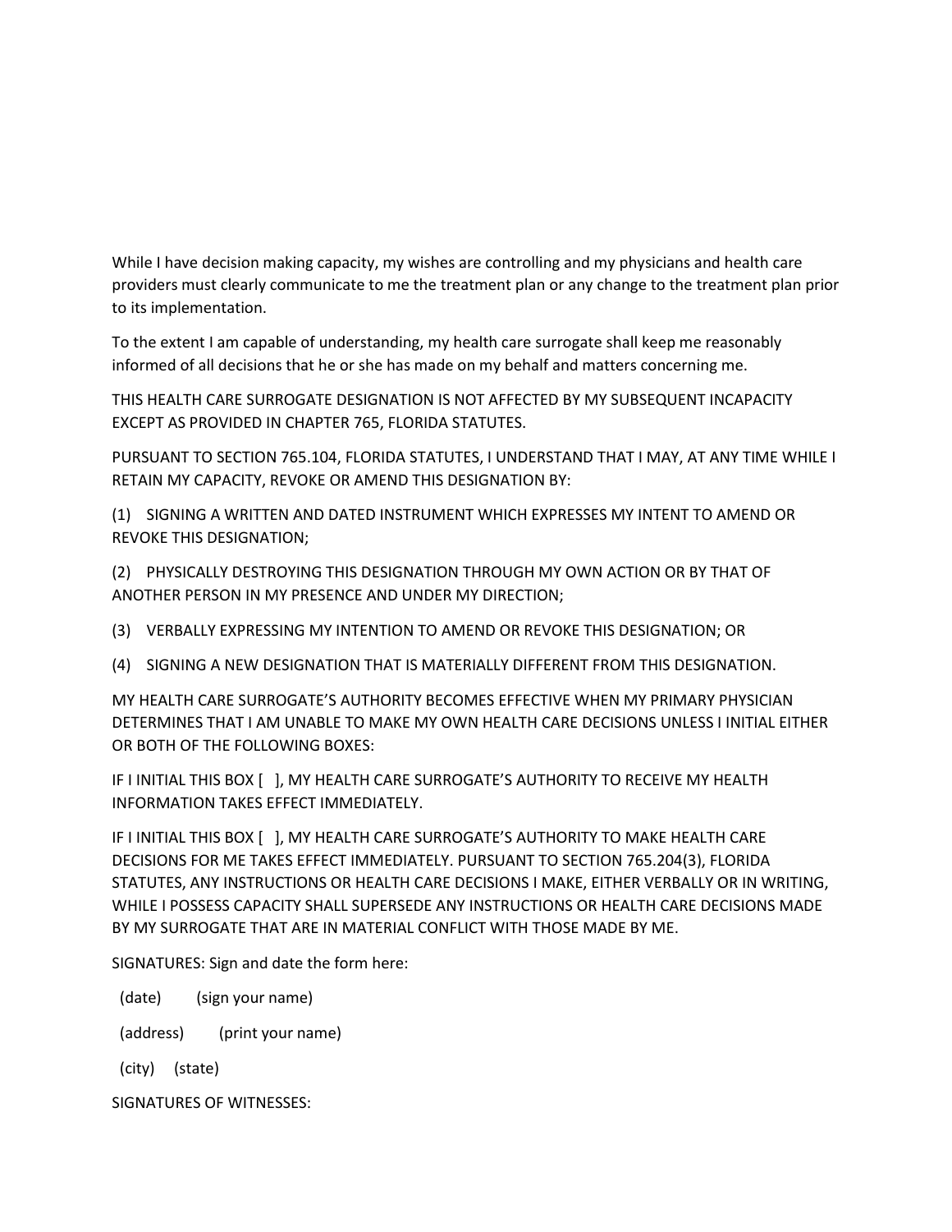While I have decision making capacity, my wishes are controlling and my physicians and health care providers must clearly communicate to me the treatment plan or any change to the treatment plan prior to its implementation.

To the extent I am capable of understanding, my health care surrogate shall keep me reasonably informed of all decisions that he or she has made on my behalf and matters concerning me.

THIS HEALTH CARE SURROGATE DESIGNATION IS NOT AFFECTED BY MY SUBSEQUENT INCAPACITY EXCEPT AS PROVIDED IN CHAPTER 765, FLORIDA STATUTES.

PURSUANT TO SECTION 765.104, FLORIDA STATUTES, I UNDERSTAND THAT I MAY, AT ANY TIME WHILE I RETAIN MY CAPACITY, REVOKE OR AMEND THIS DESIGNATION BY:

(1) SIGNING A WRITTEN AND DATED INSTRUMENT WHICH EXPRESSES MY INTENT TO AMEND OR REVOKE THIS DESIGNATION;

(2) PHYSICALLY DESTROYING THIS DESIGNATION THROUGH MY OWN ACTION OR BY THAT OF ANOTHER PERSON IN MY PRESENCE AND UNDER MY DIRECTION;

(3) VERBALLY EXPRESSING MY INTENTION TO AMEND OR REVOKE THIS DESIGNATION; OR

(4) SIGNING A NEW DESIGNATION THAT IS MATERIALLY DIFFERENT FROM THIS DESIGNATION.

MY HEALTH CARE SURROGATE'S AUTHORITY BECOMES EFFECTIVE WHEN MY PRIMARY PHYSICIAN DETERMINES THAT I AM UNABLE TO MAKE MY OWN HEALTH CARE DECISIONS UNLESS I INITIAL EITHER OR BOTH OF THE FOLLOWING BOXES:

IF I INITIAL THIS BOX [ ], MY HEALTH CARE SURROGATE'S AUTHORITY TO RECEIVE MY HEALTH INFORMATION TAKES EFFECT IMMEDIATELY.

IF I INITIAL THIS BOX [ ], MY HEALTH CARE SURROGATE'S AUTHORITY TO MAKE HEALTH CARE DECISIONS FOR ME TAKES EFFECT IMMEDIATELY. PURSUANT TO SECTION 765.204(3), FLORIDA STATUTES, ANY INSTRUCTIONS OR HEALTH CARE DECISIONS I MAKE, EITHER VERBALLY OR IN WRITING, WHILE I POSSESS CAPACITY SHALL SUPERSEDE ANY INSTRUCTIONS OR HEALTH CARE DECISIONS MADE BY MY SURROGATE THAT ARE IN MATERIAL CONFLICT WITH THOSE MADE BY ME.

SIGNATURES: Sign and date the form here:

(date) (sign your name)

(address) (print your name)

(city) (state)

SIGNATURES OF WITNESSES: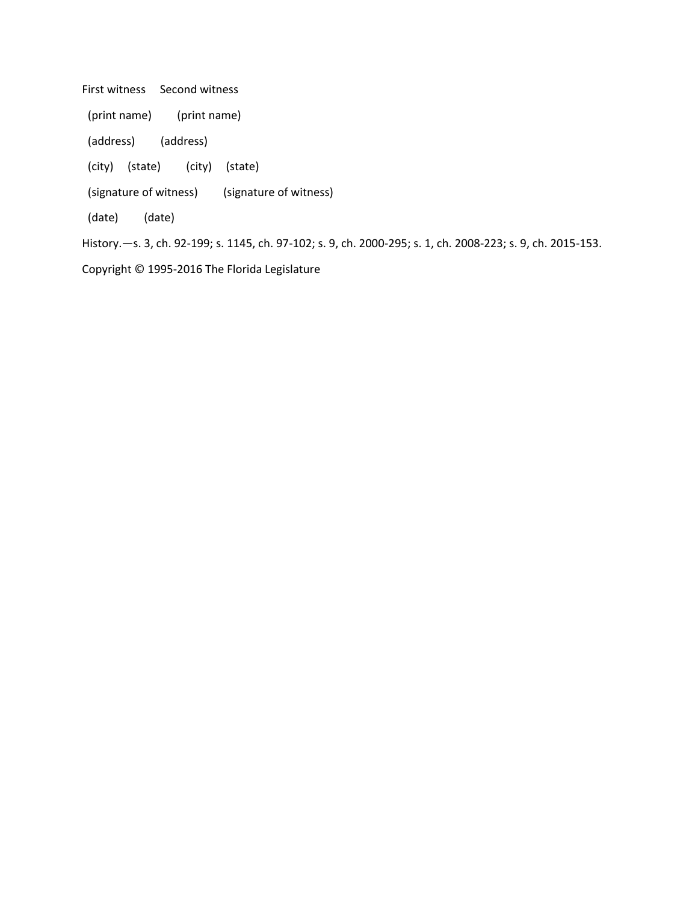First witness Second witness

(print name) (print name)

(address) (address)

(city) (state) (city) (state)

(signature of witness) (signature of witness)

(date) (date)

History.—s. 3, ch. 92-199; s. 1145, ch. 97-102; s. 9, ch. 2000-295; s. 1, ch. 2008-223; s. 9, ch. 2015-153.

Copyright © 1995-2016 The Florida Legislature